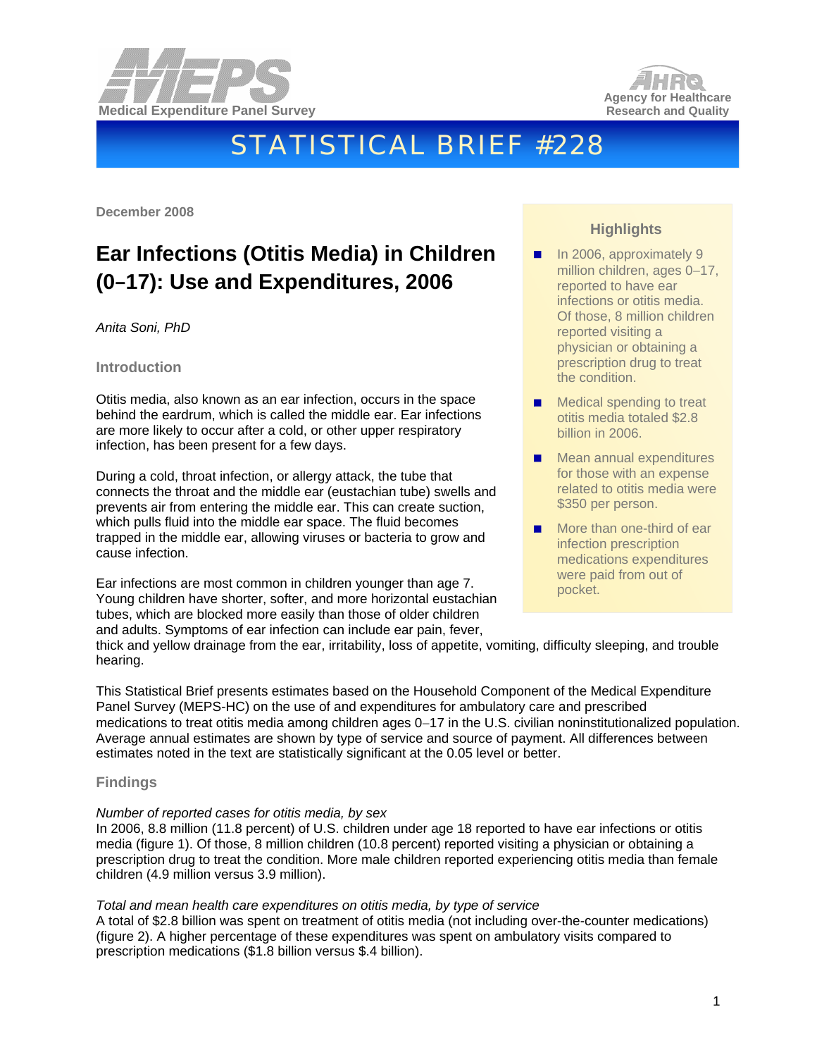Medical Expenditure Panel Survey

Agency for Healthcare Research and Quality

# STATISTICAL BRIEF #228

**December 2008**

## Ear Infections (Otitis Media) in Children (0–17): Use and Expenditures, 2006

*Anita Soni, PhD*

### Highlights

- In 2006, approximately 9 million children, ages 0–17, reported to have ear infections or otitis media. Of those, 8 million children reported visiting a physician or obtaining a prescription drug to treat the condition.
- Medical spending to treat otitis media totaled $2.8 billion in 2006.
- Mean annual expenditures for those with an expense related to otitis media were $350 per person.
- More than one-third of ear infection prescription medications expenditures were paid from out of pocket.

### Introduction

Otitis media, also known as an ear infection, occurs in the space behind the eardrum, which is called the middle ear. Ear infections are more likely to occur after a cold, or other upper respiratory infection, has been present for a few days.

During a cold, throat infection, or allergy attack, the tube that connects the throat and the middle ear (eustachian tube) swells and prevents air from entering the middle ear. This can create suction, which pulls fluid into the middle ear space. The fluid becomes trapped in the middle ear, allowing viruses or bacteria to grow and cause infection.

Ear infections are most common in children younger than age 7. Young children have shorter, softer, and more horizontal eustachian tubes, which are blocked more easily than those of older children and adults. Symptoms of ear infection can include ear pain, fever, thick and yellow drainage from the ear, irritability, loss of appetite, vomiting, difficulty sleeping, and trouble hearing.

This Statistical Brief presents estimates based on the Household Component of the Medical Expenditure Panel Survey (MEPS-HC) on the use of and expenditures for ambulatory care and prescribed medications to treat otitis media among children ages 0–17 in the U.S. civilian noninstitutionalized population. Average annual estimates are shown by type of service and source of payment. All differences between estimates noted in the text are statistically significant at the 0.05 level or better.

### Findings

*Number of reported cases for otitis media, by sex*

In 2006, 8.8 million (11.8 percent) of U.S. children under age 18 reported to have ear infections or otitis media (figure 1). Of those, 8 million children (10.8 percent) reported visiting a physician or obtaining a prescription drug to treat the condition. More male children reported experiencing otitis media than female children (4.9 million versus 3.9 million).

*Total and mean health care expenditures on otitis media, by type of service*

A total of $2.8 billion was spent on treatment of otitis media (not including over-the-counter medications) (figure 2). A higher percentage of these expenditures was spent on ambulatory visits compared to prescription medications ($1.8 billion versus $.4 billion).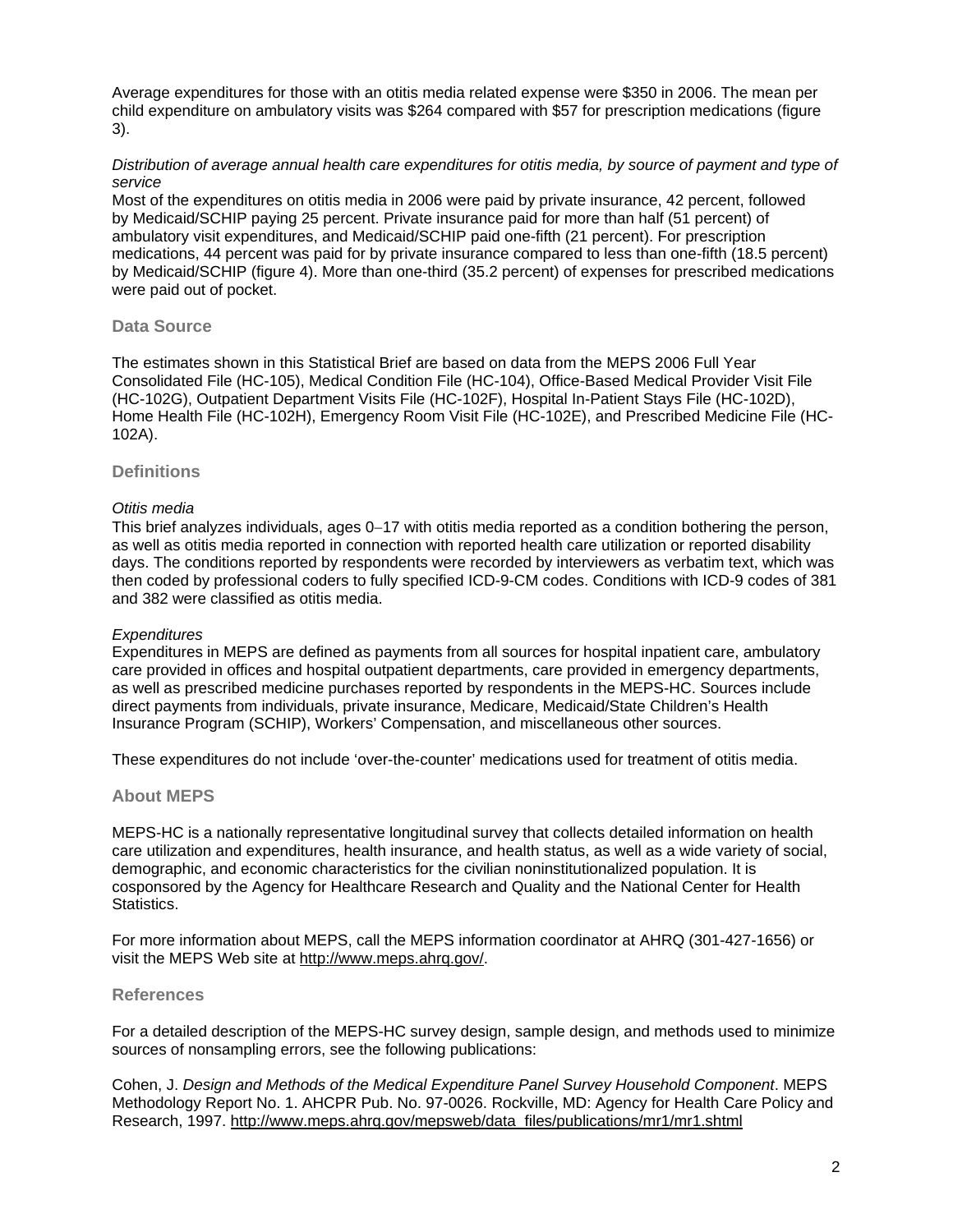Average expenditures for those with an otitis media related expense were $350 in 2006. The mean per child expenditure on ambulatory visits was $264 compared with $57 for prescription medications (figure 3).

*Distribution of average annual health care expenditures for otitis media, by source of payment and type of service*

Most of the expenditures on otitis media in 2006 were paid by private insurance, 42 percent, followed by Medicaid/SCHIP paying 25 percent. Private insurance paid for more than half (51 percent) of ambulatory visit expenditures, and Medicaid/SCHIP paid one-fifth (21 percent). For prescription medications, 44 percent was paid for by private insurance compared to less than one-fifth (18.5 percent) by Medicaid/SCHIP (figure 4). More than one-third (35.2 percent) of expenses for prescribed medications were paid out of pocket.

## Data Source

The estimates shown in this Statistical Brief are based on data from the MEPS 2006 Full Year Consolidated File (HC-105), Medical Condition File (HC-104), Office-Based Medical Provider Visit File (HC-102G), Outpatient Department Visits File (HC-102F), Hospital In-Patient Stays File (HC-102D), Home Health File (HC-102H), Emergency Room Visit File (HC-102E), and Prescribed Medicine File (HC-102A).

## Definitions

*Otitis media*

This brief analyzes individuals, ages 0–17 with otitis media reported as a condition bothering the person, as well as otitis media reported in connection with reported health care utilization or reported disability days. The conditions reported by respondents were recorded by interviewers as verbatim text, which was then coded by professional coders to fully specified ICD-9-CM codes. Conditions with ICD-9 codes of 381 and 382 were classified as otitis media.

*Expenditures*

Expenditures in MEPS are defined as payments from all sources for hospital inpatient care, ambulatory care provided in offices and hospital outpatient departments, care provided in emergency departments, as well as prescribed medicine purchases reported by respondents in the MEPS-HC. Sources include direct payments from individuals, private insurance, Medicare, Medicaid/State Children's Health Insurance Program (SCHIP), Workers' Compensation, and miscellaneous other sources.

These expenditures do not include 'over-the-counter' medications used for treatment of otitis media.

## About MEPS

MEPS-HC is a nationally representative longitudinal survey that collects detailed information on health care utilization and expenditures, health insurance, and health status, as well as a wide variety of social, demographic, and economic characteristics for the civilian noninstitutionalized population. It is cosponsored by the Agency for Healthcare Research and Quality and the National Center for Health Statistics.

For more information about MEPS, call the MEPS information coordinator at AHRQ (301-427-1656) or visit the MEPS Web site at http://www.meps.ahrq.gov/.

## References

For a detailed description of the MEPS-HC survey design, sample design, and methods used to minimize sources of nonsampling errors, see the following publications:

Cohen, J. *Design and Methods of the Medical Expenditure Panel Survey Household Component*. MEPS Methodology Report No. 1. AHCPR Pub. No. 97-0026. Rockville, MD: Agency for Health Care Policy and Research, 1997. http://www.meps.ahrq.gov/mepsweb/data_files/publications/mr1/mr1.shtml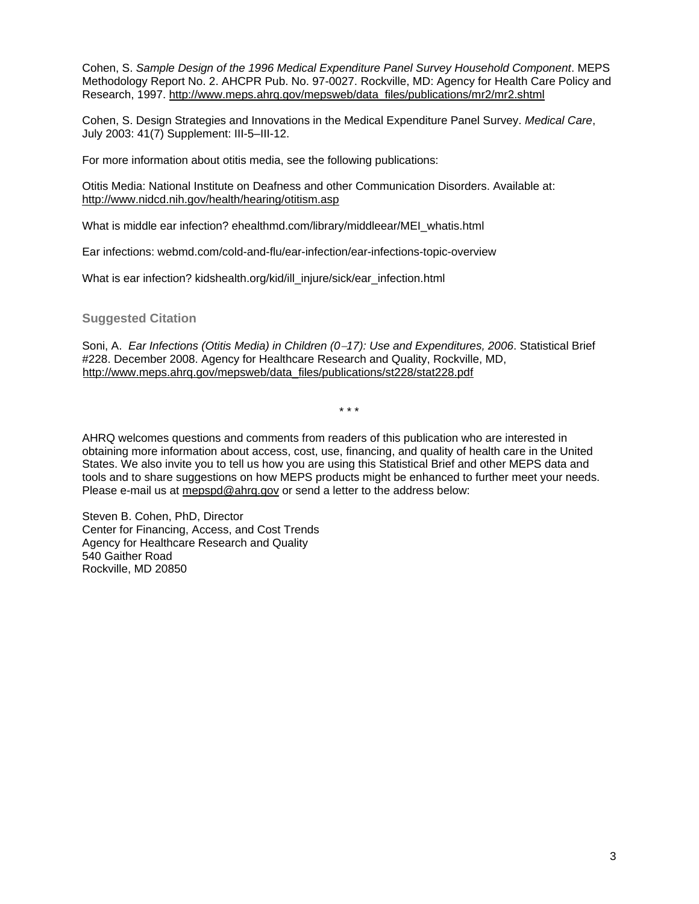Cohen, S. *Sample Design of the 1996 Medical Expenditure Panel Survey Household Component*. MEPS Methodology Report No. 2. AHCPR Pub. No. 97-0027. Rockville, MD: Agency for Health Care Policy and Research, 1997. http://www.meps.ahrq.gov/mepsweb/data_files/publications/mr2/mr2.shtml

Cohen, S. Design Strategies and Innovations in the Medical Expenditure Panel Survey. *Medical Care*, July 2003: 41(7) Supplement: III-5–III-12.

For more information about otitis media, see the following publications:

Otitis Media: National Institute on Deafness and other Communication Disorders. Available at: http://www.nidcd.nih.gov/health/hearing/otitism.asp

What is middle ear infection? ehealthmd.com/library/middleear/MEI_whatis.html

Ear infections: webmd.com/cold-and-flu/ear-infection/ear-infections-topic-overview

What is ear infection? kidshealth.org/kid/ill_injure/sick/ear_infection.html

### Suggested Citation

Soni, A. *Ear Infections (Otitis Media) in Children (0–17): Use and Expenditures, 2006*. Statistical Brief #228. December 2008. Agency for Healthcare Research and Quality, Rockville, MD, http://www.meps.ahrq.gov/mepsweb/data_files/publications/st228/stat228.pdf

\* \* \*

AHRQ welcomes questions and comments from readers of this publication who are interested in obtaining more information about access, cost, use, financing, and quality of health care in the United States. We also invite you to tell us how you are using this Statistical Brief and other MEPS data and tools and to share suggestions on how MEPS products might be enhanced to further meet your needs. Please e-mail us at mepspd@ahrq.gov or send a letter to the address below:

Steven B. Cohen, PhD, Director
Center for Financing, Access, and Cost Trends
Agency for Healthcare Research and Quality
540 Gaither Road
Rockville, MD 20850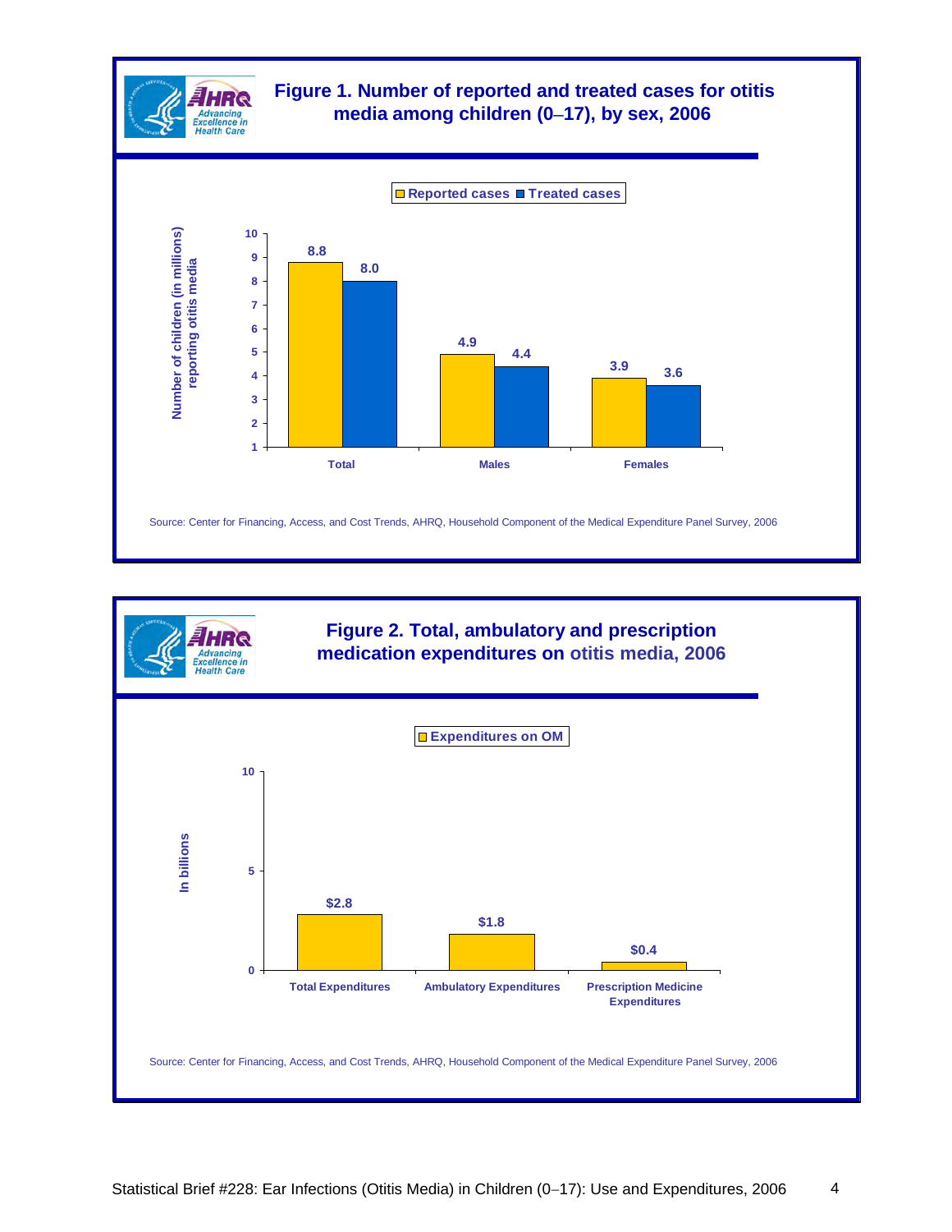## Figure 1. Number of reported and treated cases for otitis media among children (0–17), by sex, 2006

Number of children (in millions) reporting otitis media

| | Reported cases | Treated cases |
|---|---|---|
| Total | 8.8 | 8.0 |
| Males | 4.9 | 4.4 |
| Females | 3.9 | 3.6 |

Source: Center for Financing, Access, and Cost Trends, AHRQ, Household Component of the Medical Expenditure Panel Survey, 2006

## Figure 2. Total, ambulatory and prescription medication expenditures on otitis media, 2006

In billions

| | Expenditures on OM |
|---|---|
| Total Expenditures | $2.8 |
| Ambulatory Expenditures | $1.8 |
| Prescription Medicine Expenditures | $0.4 |

Source: Center for Financing, Access, and Cost Trends, AHRQ, Household Component of the Medical Expenditure Panel Survey, 2006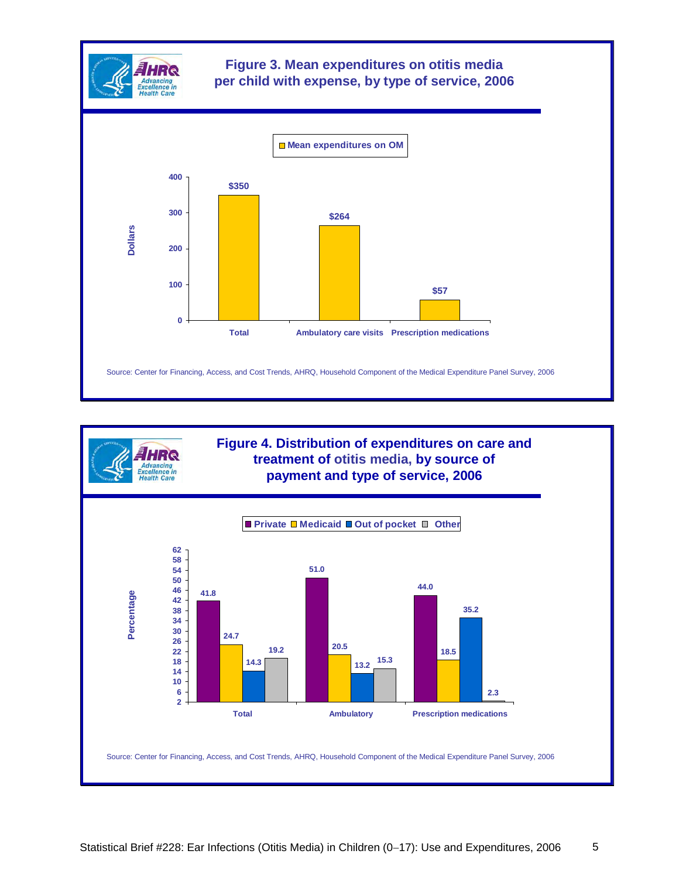## Figure 3. Mean expenditures on otitis media per child with expense, by type of service, 2006

Mean expenditures on OM

Dollars

400
300
200
100
0

$350
$264
$57

Total
Ambulatory care visits
Prescription medications

Source: Center for Financing, Access, and Cost Trends, AHRQ, Household Component of the Medical Expenditure Panel Survey, 2006

## Figure 4. Distribution of expenditures on care and treatment of otitis media, by source of payment and type of service, 2006

Private Medicaid Out of pocket Other

Percentage

62
58
54
50
46
42
38
34
30
26
22
18
14
10
6
2

Total: 41.8, 24.7, 14.3, 19.2

Ambulatory: 51.0, 20.5, 13.2, 15.3

Prescription medications: 44.0, 18.5, 35.2, 2.3

Source: Center for Financing, Access, and Cost Trends, AHRQ, Household Component of the Medical Expenditure Panel Survey, 2006